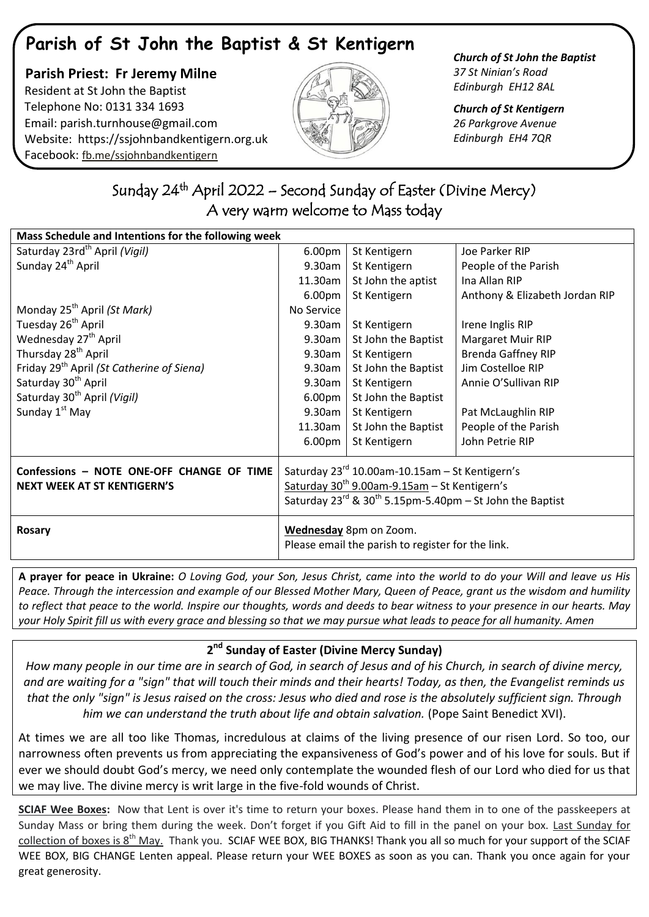# Parish of St John the Baptist & St Kentigern

**Parish Priest: Fr Jeremy Milne**
Resident at St John the Baptist
Telephone No: 0131 334 1693
Email: parish.turnhouse@gmail.com
Website: https://ssjohnbandkentigern.org.uk
Facebook: fb.me/ssjohnbandkentigern

***Church of St John the Baptist***
*37 St Ninian's Road*
*Edinburgh EH12 8AL*

***Church of St Kentigern***
*26 Parkgrove Avenue*
*Edinburgh EH4 7QR*

## Sunday 24th April 2022 – Second Sunday of Easter (Divine Mercy)
## A very warm welcome to Mass today

| **Mass Schedule and Intentions for the following week** | | | |
|---|---|---|---|
| Saturday 23rd April *(Vigil)* | 6.00pm | St Kentigern | Joe Parker RIP |
| Sunday 24th April | 9.30am | St Kentigern | People of the Parish |
| | 11.30am | St John the aptist | Ina Allan RIP |
| | 6.00pm | St Kentigern | Anthony & Elizabeth Jordan RIP |
| Monday 25th April *(St Mark)* | No Service | | |
| Tuesday 26th April | 9.30am | St Kentigern | Irene Inglis RIP |
| Wednesday 27th April | 9.30am | St John the Baptist | Margaret Muir RIP |
| Thursday 28th April | 9.30am | St Kentigern | Brenda Gaffney RIP |
| Friday 29th April *(St Catherine of Siena)* | 9.30am | St John the Baptist | Jim Costelloe RIP |
| Saturday 30th April | 9.30am | St Kentigern | Annie O'Sullivan RIP |
| Saturday 30th April *(Vigil)* | 6.00pm | St John the Baptist | |
| Sunday 1st May | 9.30am | St Kentigern | Pat McLaughlin RIP |
| | 11.30am | St John the Baptist | People of the Parish |
| | 6.00pm | St Kentigern | John Petrie RIP |
| **Confessions – NOTE ONE-OFF CHANGE OF TIME NEXT WEEK AT ST KENTIGERN'S** | Saturday 23rd 10.00am-10.15am – St Kentigern's<br>Saturday 30th 9.00am-9.15am – St Kentigern's<br>Saturday 23rd & 30th 5.15pm-5.40pm – St John the Baptist | | |
| **Rosary** | **Wednesday** 8pm on Zoom.<br>Please email the parish to register for the link. | | |

**A prayer for peace in Ukraine:** *O Loving God, your Son, Jesus Christ, came into the world to do your Will and leave us His Peace. Through the intercession and example of our Blessed Mother Mary, Queen of Peace, grant us the wisdom and humility to reflect that peace to the world. Inspire our thoughts, words and deeds to bear witness to your presence in our hearts. May your Holy Spirit fill us with every grace and blessing so that we may pursue what leads to peace for all humanity. Amen*

### 2nd Sunday of Easter (Divine Mercy Sunday)

*How many people in our time are in search of God, in search of Jesus and of his Church, in search of divine mercy, and are waiting for a "sign" that will touch their minds and their hearts! Today, as then, the Evangelist reminds us that the only "sign" is Jesus raised on the cross: Jesus who died and rose is the absolutely sufficient sign. Through him we can understand the truth about life and obtain salvation.* (Pope Saint Benedict XVI).

At times we are all too like Thomas, incredulous at claims of the living presence of our risen Lord. So too, our narrowness often prevents us from appreciating the expansiveness of God's power and of his love for souls. But if ever we should doubt God's mercy, we need only contemplate the wounded flesh of our Lord who died for us that we may live. The divine mercy is writ large in the five-fold wounds of Christ.

**SCIAF Wee Boxes:** Now that Lent is over it's time to return your boxes. Please hand them in to one of the passkeepers at Sunday Mass or bring them during the week. Don't forget if you Gift Aid to fill in the panel on your box. Last Sunday for collection of boxes is 8th May. Thank you. SCIAF WEE BOX, BIG THANKS! Thank you all so much for your support of the SCIAF WEE BOX, BIG CHANGE Lenten appeal. Please return your WEE BOXES as soon as you can. Thank you once again for your great generosity.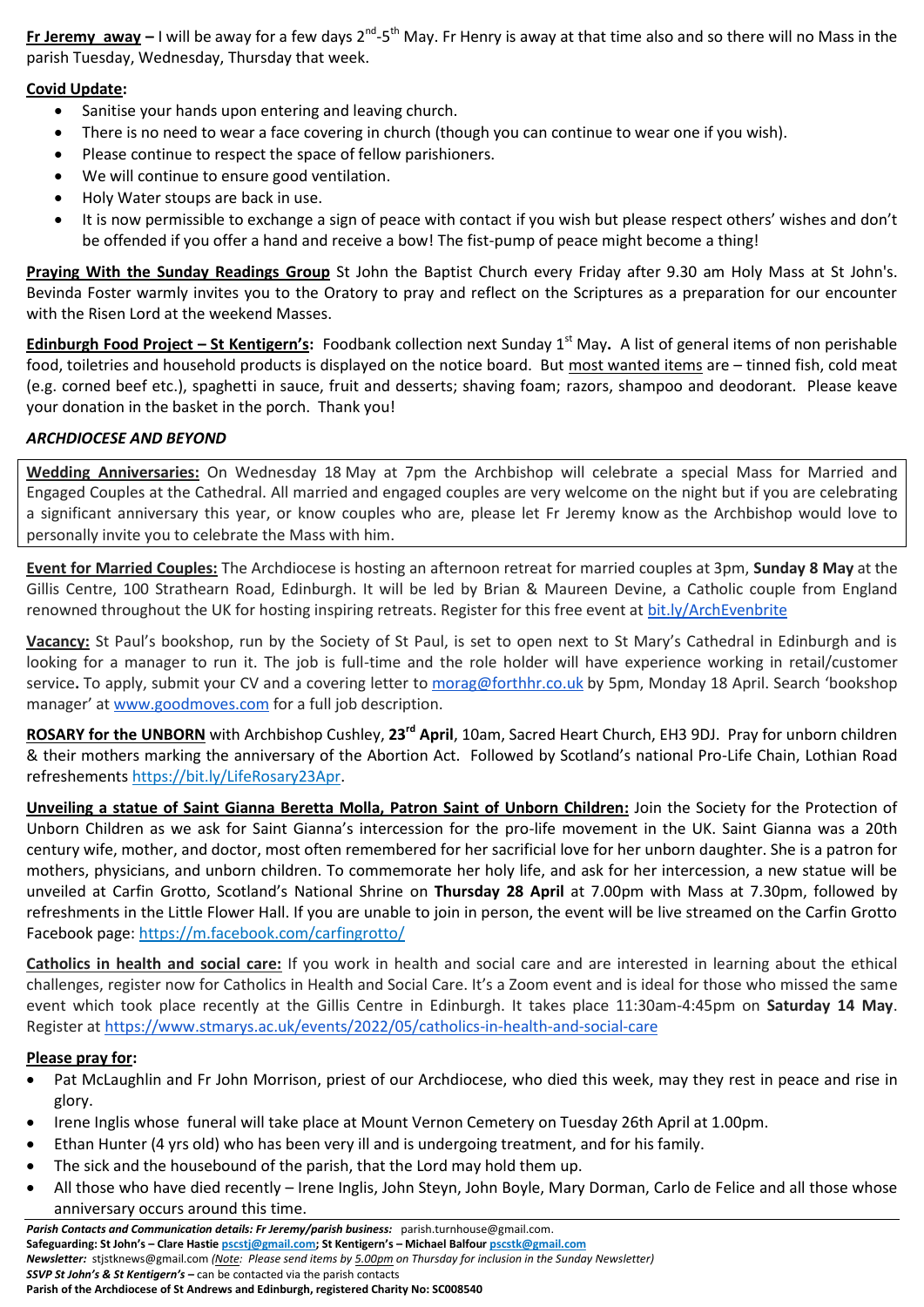**Fr Jeremy away** – I will be away for a few days 2nd-5th May. Fr Henry is away at that time also and so there will no Mass in the parish Tuesday, Wednesday, Thursday that week.

**Covid Update:**

- Sanitise your hands upon entering and leaving church.
- There is no need to wear a face covering in church (though you can continue to wear one if you wish).
- Please continue to respect the space of fellow parishioners.
- We will continue to ensure good ventilation.
- Holy Water stoups are back in use.
- It is now permissible to exchange a sign of peace with contact if you wish but please respect others' wishes and don't be offended if you offer a hand and receive a bow! The fist-pump of peace might become a thing!

**Praying With the Sunday Readings Group** St John the Baptist Church every Friday after 9.30 am Holy Mass at St John's. Bevinda Foster warmly invites you to the Oratory to pray and reflect on the Scriptures as a preparation for our encounter with the Risen Lord at the weekend Masses.

**Edinburgh Food Project – St Kentigern's:** Foodbank collection next Sunday 1st May**.** A list of general items of non perishable food, toiletries and household products is displayed on the notice board. But most wanted items are – tinned fish, cold meat (e.g. corned beef etc.), spaghetti in sauce, fruit and desserts; shaving foam; razors, shampoo and deodorant. Please keave your donation in the basket in the porch. Thank you!

*ARCHDIOCESE AND BEYOND*

**Wedding Anniversaries:** On Wednesday 18 May at 7pm the Archbishop will celebrate a special Mass for Married and Engaged Couples at the Cathedral. All married and engaged couples are very welcome on the night but if you are celebrating a significant anniversary this year, or know couples who are, please let Fr Jeremy know as the Archbishop would love to personally invite you to celebrate the Mass with him.

**Event for Married Couples:** The Archdiocese is hosting an afternoon retreat for married couples at 3pm, **Sunday 8 May** at the Gillis Centre, 100 Strathearn Road, Edinburgh. It will be led by Brian & Maureen Devine, a Catholic couple from England renowned throughout the UK for hosting inspiring retreats. Register for this free event at bit.ly/ArchEvenbrite

**Vacancy:** St Paul's bookshop, run by the Society of St Paul, is set to open next to St Mary's Cathedral in Edinburgh and is looking for a manager to run it. The job is full-time and the role holder will have experience working in retail/customer service**.** To apply, submit your CV and a covering letter to morag@forthhr.co.uk by 5pm, Monday 18 April. Search 'bookshop manager' at www.goodmoves.com for a full job description.

**ROSARY for the UNBORN** with Archbishop Cushley, **23rd April**, 10am, Sacred Heart Church, EH3 9DJ. Pray for unborn children & their mothers marking the anniversary of the Abortion Act. Followed by Scotland's national Pro-Life Chain, Lothian Road refreshements https://bit.ly/LifeRosary23Apr.

**Unveiling a statue of Saint Gianna Beretta Molla, Patron Saint of Unborn Children:** Join the Society for the Protection of Unborn Children as we ask for Saint Gianna's intercession for the pro-life movement in the UK. Saint Gianna was a 20th century wife, mother, and doctor, most often remembered for her sacrificial love for her unborn daughter. She is a patron for mothers, physicians, and unborn children. To commemorate her holy life, and ask for her intercession, a new statue will be unveiled at Carfin Grotto, Scotland's National Shrine on **Thursday 28 April** at 7.00pm with Mass at 7.30pm, followed by refreshments in the Little Flower Hall. If you are unable to join in person, the event will be live streamed on the Carfin Grotto Facebook page: https://m.facebook.com/carfingrotto/

**Catholics in health and social care:** If you work in health and social care and are interested in learning about the ethical challenges, register now for Catholics in Health and Social Care. It's a Zoom event and is ideal for those who missed the same event which took place recently at the Gillis Centre in Edinburgh. It takes place 11:30am-4:45pm on **Saturday 14 May**. Register at https://www.stmarys.ac.uk/events/2022/05/catholics-in-health-and-social-care

**Please pray for:**

- Pat McLaughlin and Fr John Morrison, priest of our Archdiocese, who died this week, may they rest in peace and rise in glory.
- Irene Inglis whose funeral will take place at Mount Vernon Cemetery on Tuesday 26th April at 1.00pm.
- Ethan Hunter (4 yrs old) who has been very ill and is undergoing treatment, and for his family.
- The sick and the housebound of the parish, that the Lord may hold them up.
- All those who have died recently – Irene Inglis, John Steyn, John Boyle, Mary Dorman, Carlo de Felice and all those whose anniversary occurs around this time.

***Parish Contacts and Communication details: Fr Jeremy/parish business:*** parish.turnhouse@gmail.com.
**Safeguarding: St John's – Clare Hastie pscstj@gmail.com; St Kentigern's – Michael Balfour pscstk@gmail.com**
***Newsletter:*** stjstknews@gmail.com *(Note: Please send items by 5.00pm on Thursday for inclusion in the Sunday Newsletter)*
***SSVP St John's & St Kentigern's –*** can be contacted via the parish contacts
**Parish of the Archdiocese of St Andrews and Edinburgh, registered Charity No: SC008540**